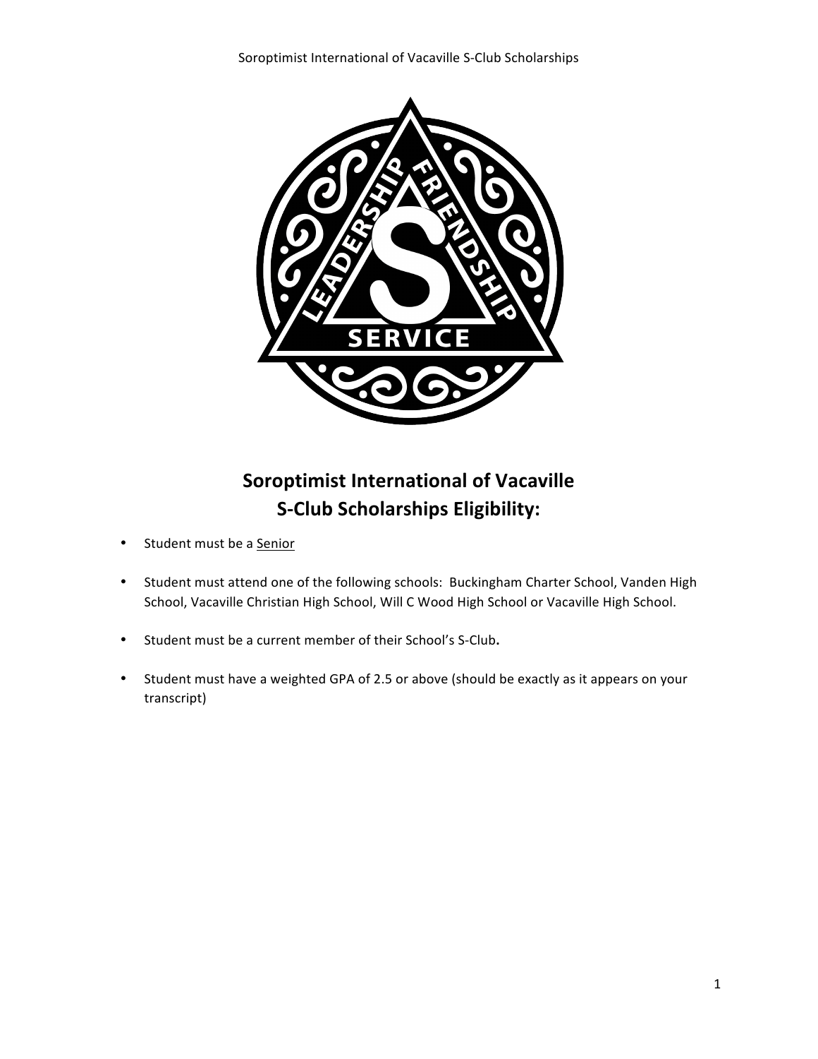# Soroptimist International of Vacaville S-Club Scholarships Eligibility:

- Student must be a <u>Senior</u>
- Student must attend one of the following schools: Buckingham Charter School, Vanden High School, Vacaville Christian High School, Will C Wood High School or Vacaville High School.
- Student must be a current member of their School's S-Club**.**
- Student must have a weighted GPA of 2.5 or above (should be exactly as it appears on your transcript)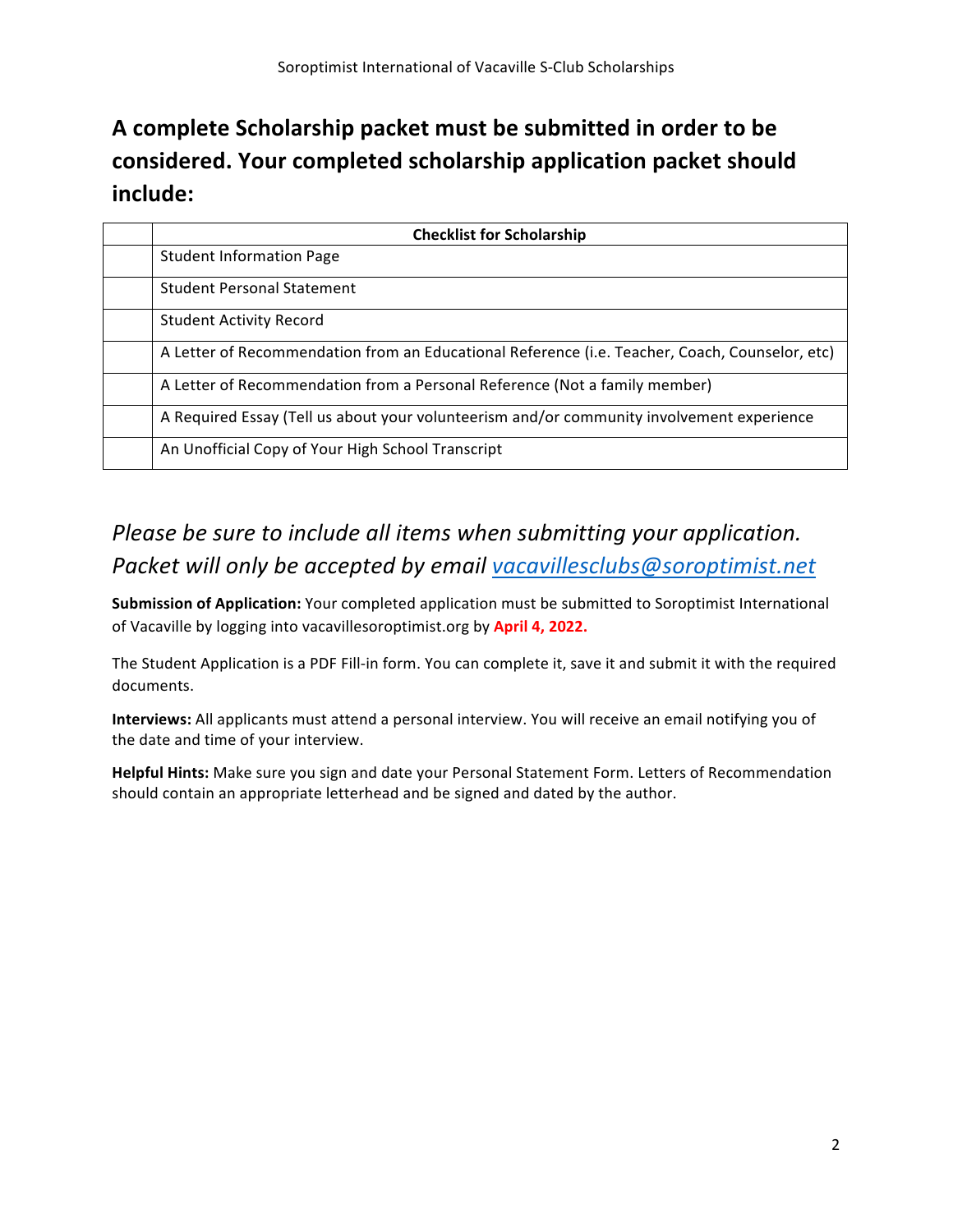# A complete Scholarship packet must be submitted in order to be considered. Your completed scholarship application packet should include:

| | Checklist for Scholarship |
|---|---|
| | Student Information Page |
| | Student Personal Statement |
| | Student Activity Record |
| | A Letter of Recommendation from an Educational Reference (i.e. Teacher, Coach, Counselor, etc) |
| | A Letter of Recommendation from a Personal Reference (Not a family member) |
| | A Required Essay (Tell us about your volunteerism and/or community involvement experience |
| | An Unofficial Copy of Your High School Transcript |

*Please be sure to include all items when submitting your application. Packet will only be accepted by email vacavillesclubs@soroptimist.net*

**Submission of Application:** Your completed application must be submitted to Soroptimist International of Vacaville by logging into vacavillesoroptimist.org by **April 4, 2022.**

The Student Application is a PDF Fill-in form. You can complete it, save it and submit it with the required documents.

**Interviews:** All applicants must attend a personal interview. You will receive an email notifying you of the date and time of your interview.

**Helpful Hints:** Make sure you sign and date your Personal Statement Form. Letters of Recommendation should contain an appropriate letterhead and be signed and dated by the author.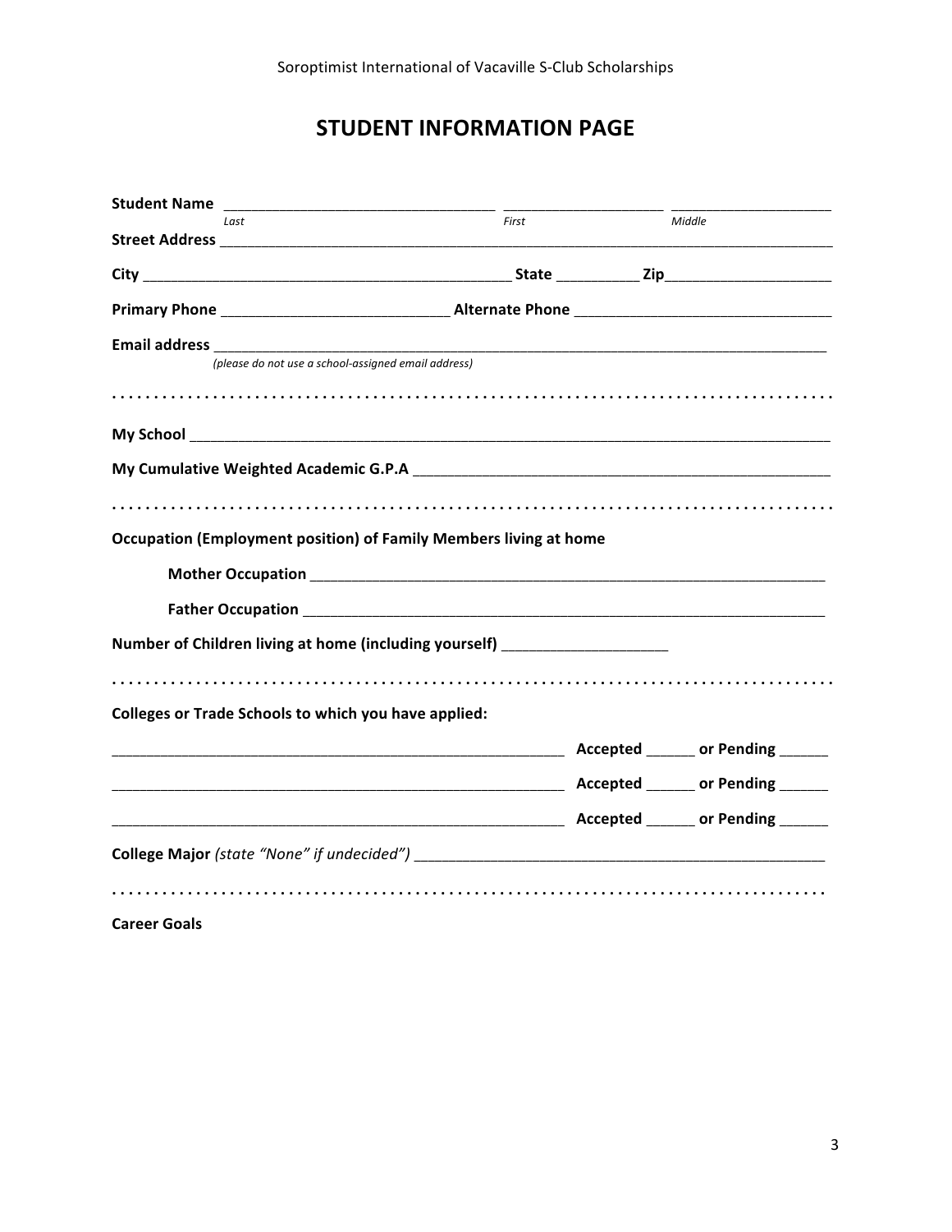# STUDENT INFORMATION PAGE

**Student Name** ________________________________ ___________________ ___________________
*Last* *First* *Middle*

**Street Address** ________________________________________________________________________

**City** ____________________________________________ **State** __________ **Zip**____________________

**Primary Phone** ___________________________ **Alternate Phone** _______________________________

**Email address** _________________________________________________________________________
*(please do not use a school-assigned email address)*

. . . . . . . . . . . . . . . . . . . . . . . . . . . . . . . . . . . . . . . . . . . . . . . . . . . . . . . . . . . . . . . . . . . . . . . . . . . .

**My School** _____________________________________________________________________________

**My Cumulative Weighted Academic G.P.A** ___________________________________________________

. . . . . . . . . . . . . . . . . . . . . . . . . . . . . . . . . . . . . . . . . . . . . . . . . . . . . . . . . . . . . . . . . . . . . . . . . . . .

**Occupation (Employment position) of Family Members living at home**

**Mother Occupation** _______________________________________________________________

**Father Occupation** ________________________________________________________________

**Number of Children living at home (including yourself)** ___________________

. . . . . . . . . . . . . . . . . . . . . . . . . . . . . . . . . . . . . . . . . . . . . . . . . . . . . . . . . . . . . . . . . . . . . . . . . . . .

**Colleges or Trade Schools to which you have applied:**

_______________________________________________________ **Accepted** ______ **or Pending** ______

_______________________________________________________ **Accepted** ______ **or Pending** ______

_______________________________________________________ **Accepted** ______ **or Pending** ______

**College Major** *(state "None" if undecided")* _________________________________________________

. . . . . . . . . . . . . . . . . . . . . . . . . . . . . . . . . . . . . . . . . . . . . . . . . . . . . . . . . . . . . . . . . . . . . . . . . . .

**Career Goals**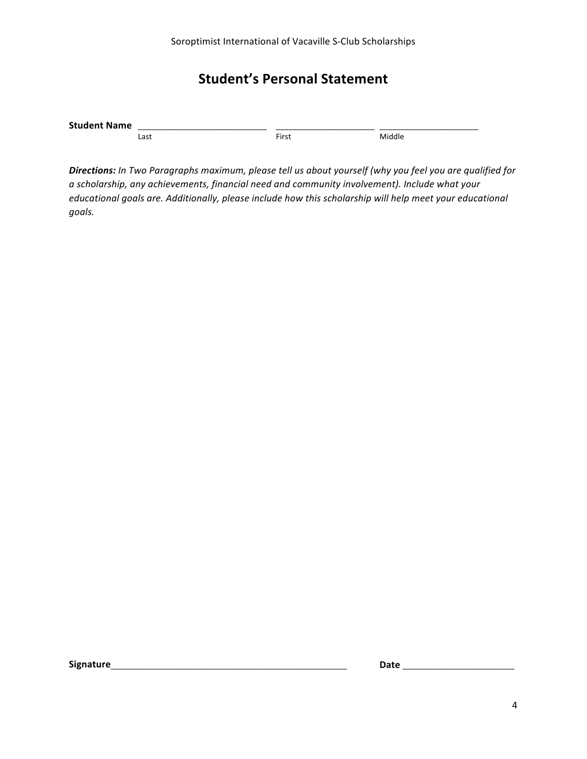# Student's Personal Statement

**Student Name** ___________________________ ____________________ ____________________
Last First Middle

***Directions:*** *In Two Paragraphs maximum, please tell us about yourself (why you feel you are qualified for a scholarship, any achievements, financial need and community involvement). Include what your educational goals are. Additionally, please include how this scholarship will help meet your educational goals.*

**Signature**_________________________________________________ **Date** _______________________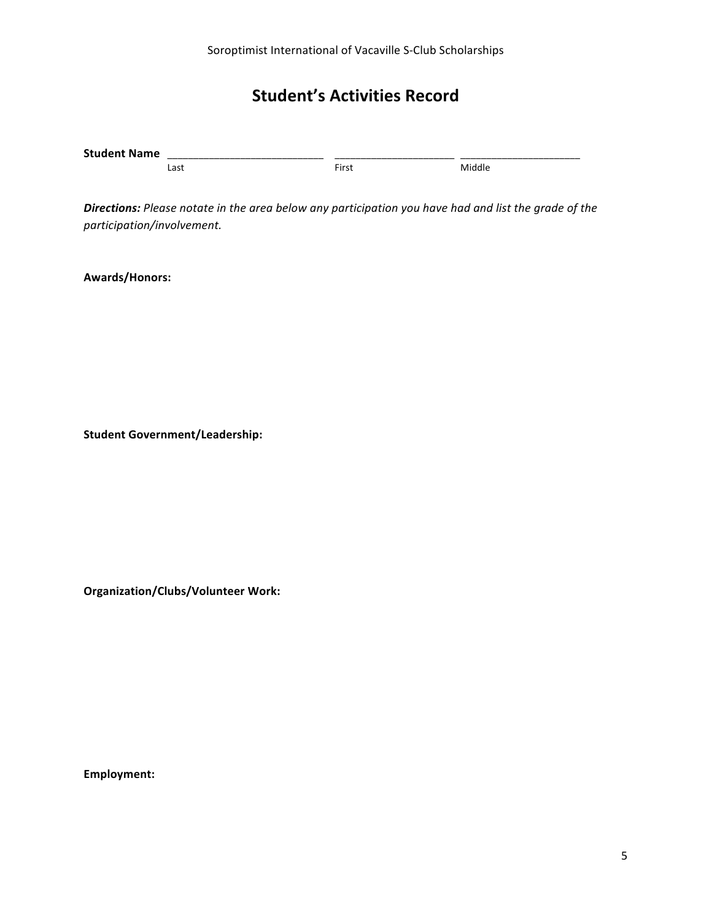Soroptimist International of Vacaville S-Club Scholarships

# Student's Activities Record

**Student Name** \_\_\_\_\_\_\_\_\_\_\_\_\_\_\_\_\_\_\_\_\_\_\_\_\_\_ \_\_\_\_\_\_\_\_\_\_\_\_\_\_\_\_\_\_\_\_ \_\_\_\_\_\_\_\_\_\_\_\_\_\_\_\_\_\_\_\_

Last First Middle

***Directions:*** *Please notate in the area below any participation you have had and list the grade of the participation/involvement.*

**Awards/Honors:**

**Student Government/Leadership:**

**Organization/Clubs/Volunteer Work:**

**Employment:**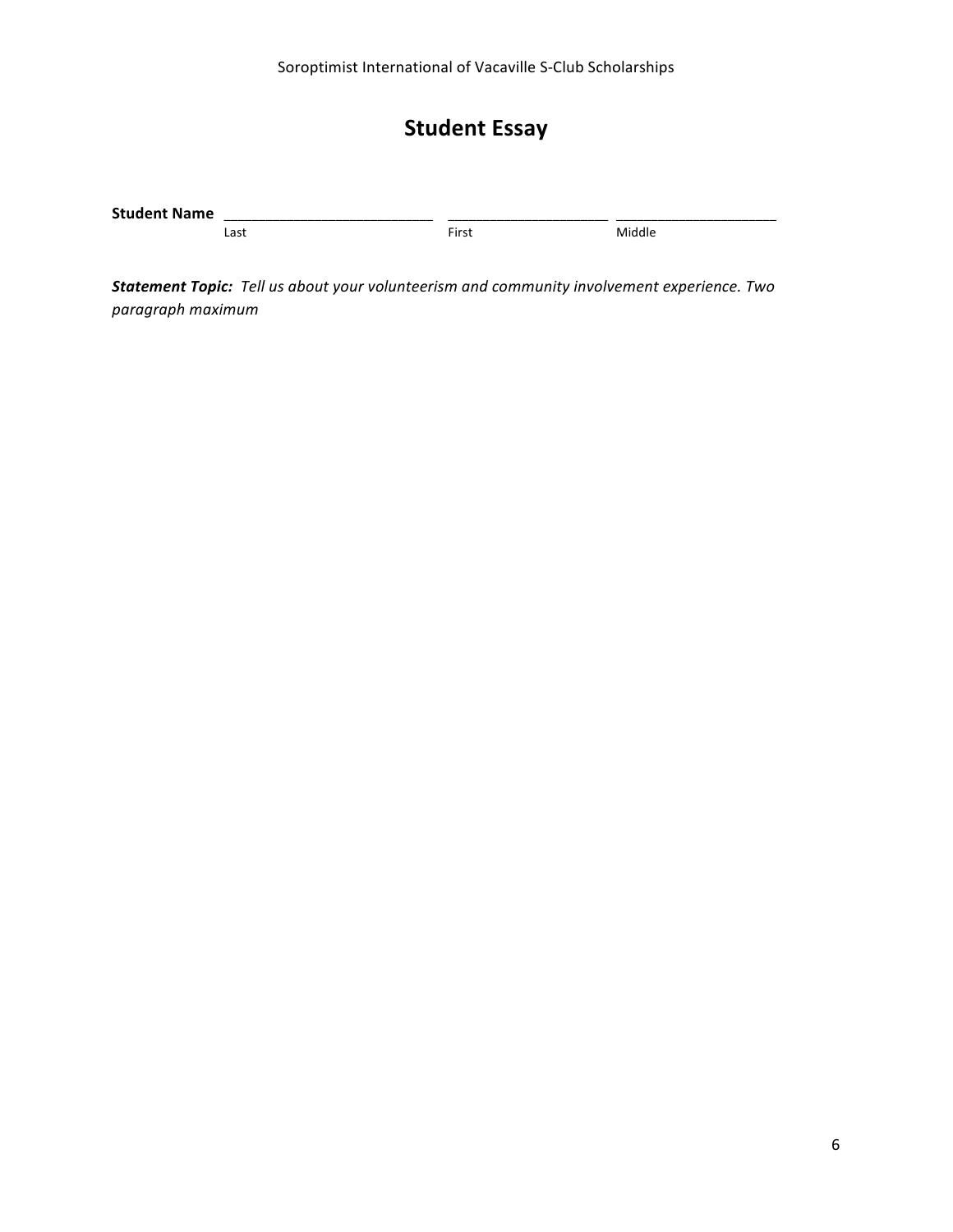Soroptimist International of Vacaville S-Club Scholarships

# Student Essay

**Student Name** ____________________________ ______________________ ______________________
Last First Middle

***Statement Topic:*** *Tell us about your volunteerism and community involvement experience. Two paragraph maximum*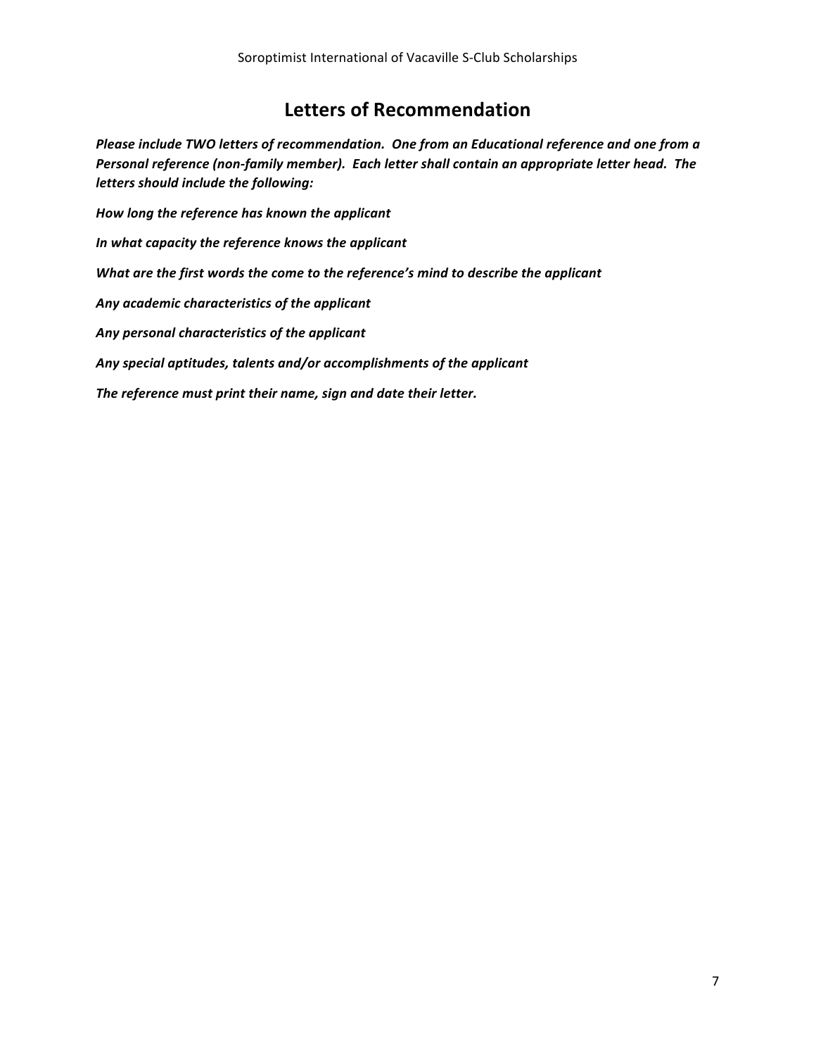## Letters of Recommendation

***Please include TWO letters of recommendation. One from an Educational reference and one from a Personal reference (non-family member). Each letter shall contain an appropriate letter head. The letters should include the following:***

***How long the reference has known the applicant***

***In what capacity the reference knows the applicant***

***What are the first words the come to the reference's mind to describe the applicant***

***Any academic characteristics of the applicant***

***Any personal characteristics of the applicant***

***Any special aptitudes, talents and/or accomplishments of the applicant***

***The reference must print their name, sign and date their letter.***